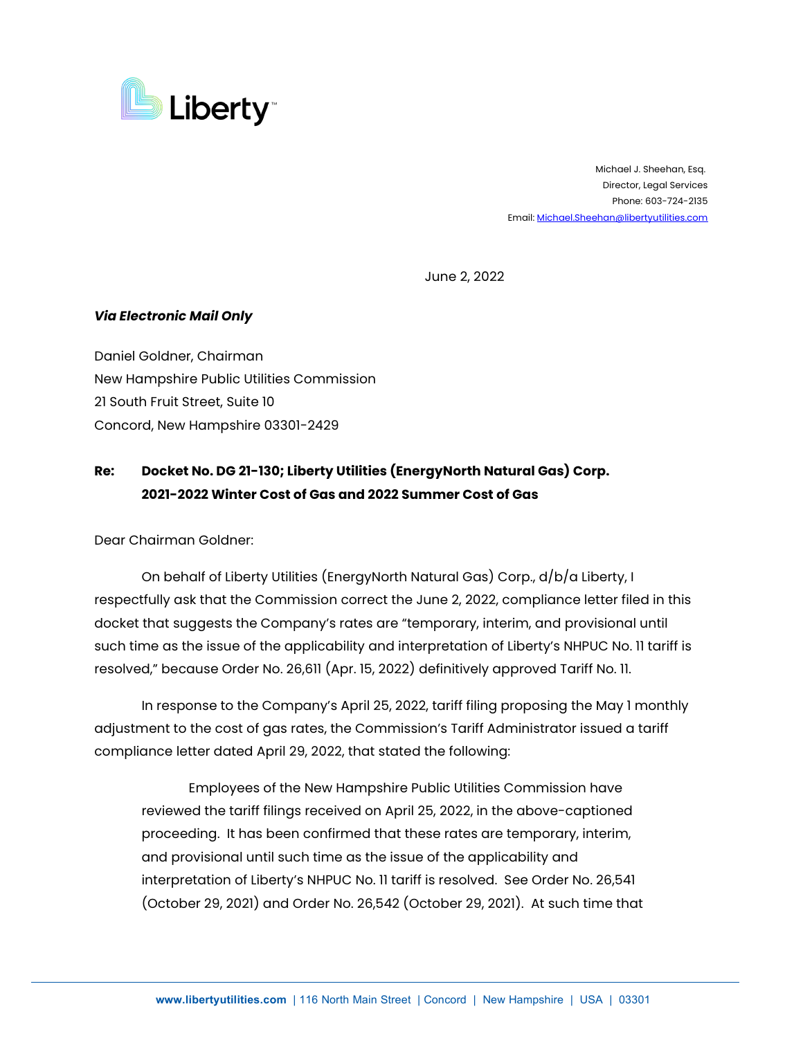Liberty

Michael J. Sheehan, Esq.
Director, Legal Services
Phone: 603-724-2135
Email: Michael.Sheehan@libertyutilities.com

June 2, 2022

***Via Electronic Mail Only***

Daniel Goldner, Chairman
New Hampshire Public Utilities Commission
21 South Fruit Street, Suite 10
Concord, New Hampshire 03301-2429

**Re: Docket No. DG 21-130; Liberty Utilities (EnergyNorth Natural Gas) Corp. 2021-2022 Winter Cost of Gas and 2022 Summer Cost of Gas**

Dear Chairman Goldner:

On behalf of Liberty Utilities (EnergyNorth Natural Gas) Corp., d/b/a Liberty, I respectfully ask that the Commission correct the June 2, 2022, compliance letter filed in this docket that suggests the Company's rates are "temporary, interim, and provisional until such time as the issue of the applicability and interpretation of Liberty's NHPUC No. 11 tariff is resolved," because Order No. 26,611 (Apr. 15, 2022) definitively approved Tariff No. 11.

In response to the Company's April 25, 2022, tariff filing proposing the May 1 monthly adjustment to the cost of gas rates, the Commission's Tariff Administrator issued a tariff compliance letter dated April 29, 2022, that stated the following:

> Employees of the New Hampshire Public Utilities Commission have reviewed the tariff filings received on April 25, 2022, in the above-captioned proceeding. It has been confirmed that these rates are temporary, interim, and provisional until such time as the issue of the applicability and interpretation of Liberty's NHPUC No. 11 tariff is resolved. See Order No. 26,541 (October 29, 2021) and Order No. 26,542 (October 29, 2021). At such time that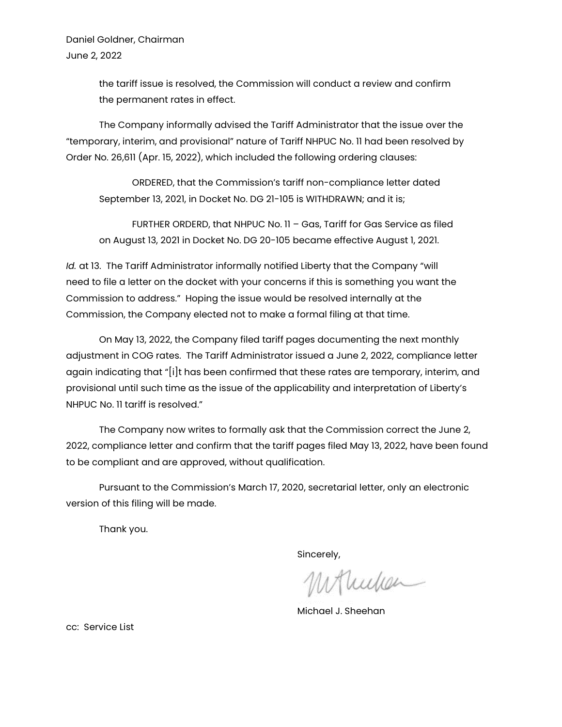the tariff issue is resolved, the Commission will conduct a review and confirm the permanent rates in effect.

The Company informally advised the Tariff Administrator that the issue over the "temporary, interim, and provisional" nature of Tariff NHPUC No. 11 had been resolved by Order No. 26,611 (Apr. 15, 2022), which included the following ordering clauses:

> ORDERED, that the Commission's tariff non-compliance letter dated September 13, 2021, in Docket No. DG 21-105 is WITHDRAWN; and it is;
>
> FURTHER ORDERD, that NHPUC No. 11 – Gas, Tariff for Gas Service as filed on August 13, 2021 in Docket No. DG 20-105 became effective August 1, 2021.

*Id.* at 13. The Tariff Administrator informally notified Liberty that the Company "will need to file a letter on the docket with your concerns if this is something you want the Commission to address." Hoping the issue would be resolved internally at the Commission, the Company elected not to make a formal filing at that time.

On May 13, 2022, the Company filed tariff pages documenting the next monthly adjustment in COG rates. The Tariff Administrator issued a June 2, 2022, compliance letter again indicating that "[i]t has been confirmed that these rates are temporary, interim, and provisional until such time as the issue of the applicability and interpretation of Liberty's NHPUC No. 11 tariff is resolved."

The Company now writes to formally ask that the Commission correct the June 2, 2022, compliance letter and confirm that the tariff pages filed May 13, 2022, have been found to be compliant and are approved, without qualification.

Pursuant to the Commission's March 17, 2020, secretarial letter, only an electronic version of this filing will be made.

Thank you.

Sincerely,

Michael J. Sheehan

cc: Service List